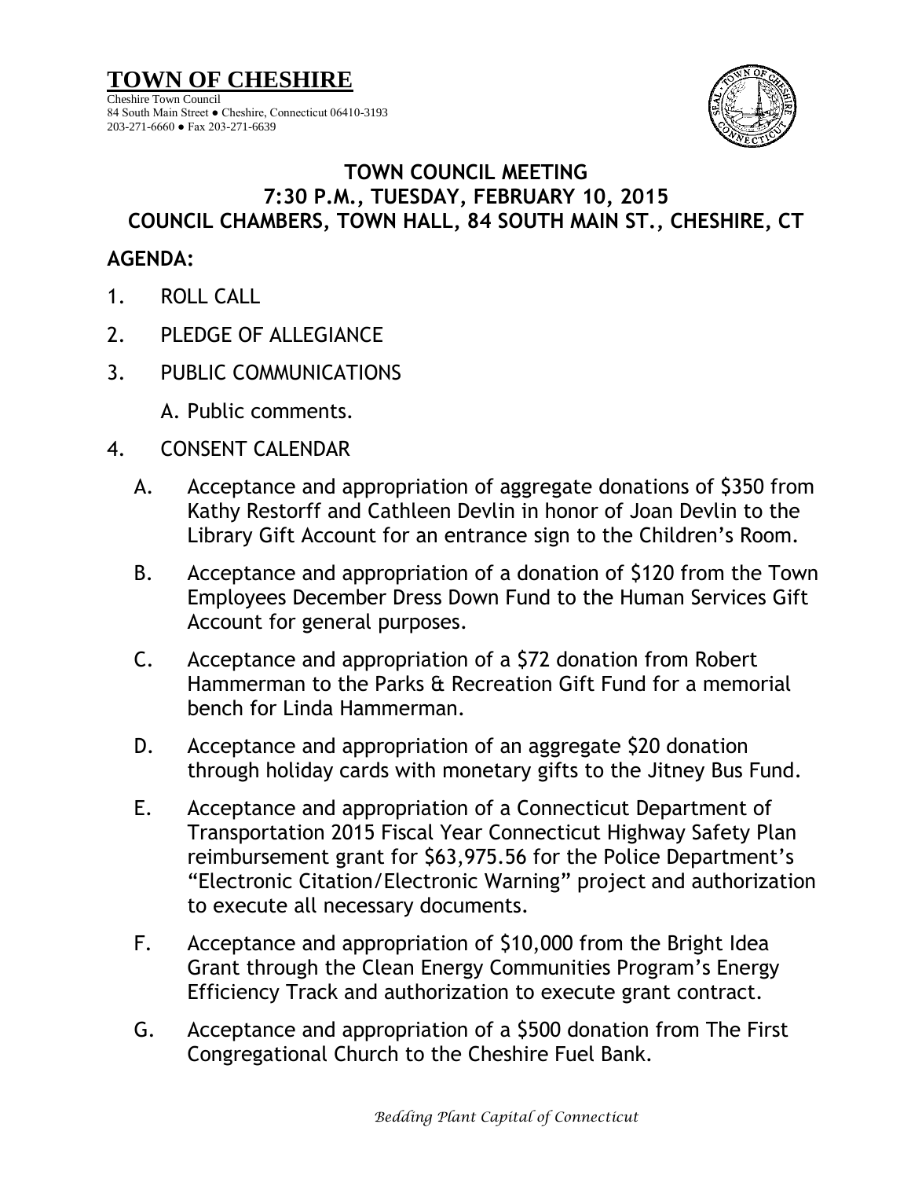# TOWN OF CHESHIRE

Cheshire Town Council
84 South Main Street ● Cheshire, Connecticut 06410-3193
203-271-6660 ● Fax 203-271-6639

## TOWN COUNCIL MEETING
## 7:30 P.M., TUESDAY, FEBRUARY 10, 2015
## COUNCIL CHAMBERS, TOWN HALL, 84 SOUTH MAIN ST., CHESHIRE, CT

**AGENDA:**

1. ROLL CALL
2. PLEDGE OF ALLEGIANCE
3. PUBLIC COMMUNICATIONS
   A. Public comments.
4. CONSENT CALENDAR
   A. Acceptance and appropriation of aggregate donations of $350 from Kathy Restorff and Cathleen Devlin in honor of Joan Devlin to the Library Gift Account for an entrance sign to the Children's Room.
   B. Acceptance and appropriation of a donation of $120 from the Town Employees December Dress Down Fund to the Human Services Gift Account for general purposes.
   C. Acceptance and appropriation of a $72 donation from Robert Hammerman to the Parks & Recreation Gift Fund for a memorial bench for Linda Hammerman.
   D. Acceptance and appropriation of an aggregate $20 donation through holiday cards with monetary gifts to the Jitney Bus Fund.
   E. Acceptance and appropriation of a Connecticut Department of Transportation 2015 Fiscal Year Connecticut Highway Safety Plan reimbursement grant for $63,975.56 for the Police Department's "Electronic Citation/Electronic Warning" project and authorization to execute all necessary documents.
   F. Acceptance and appropriation of $10,000 from the Bright Idea Grant through the Clean Energy Communities Program's Energy Efficiency Track and authorization to execute grant contract.
   G. Acceptance and appropriation of a $500 donation from The First Congregational Church to the Cheshire Fuel Bank.

*Bedding Plant Capital of Connecticut*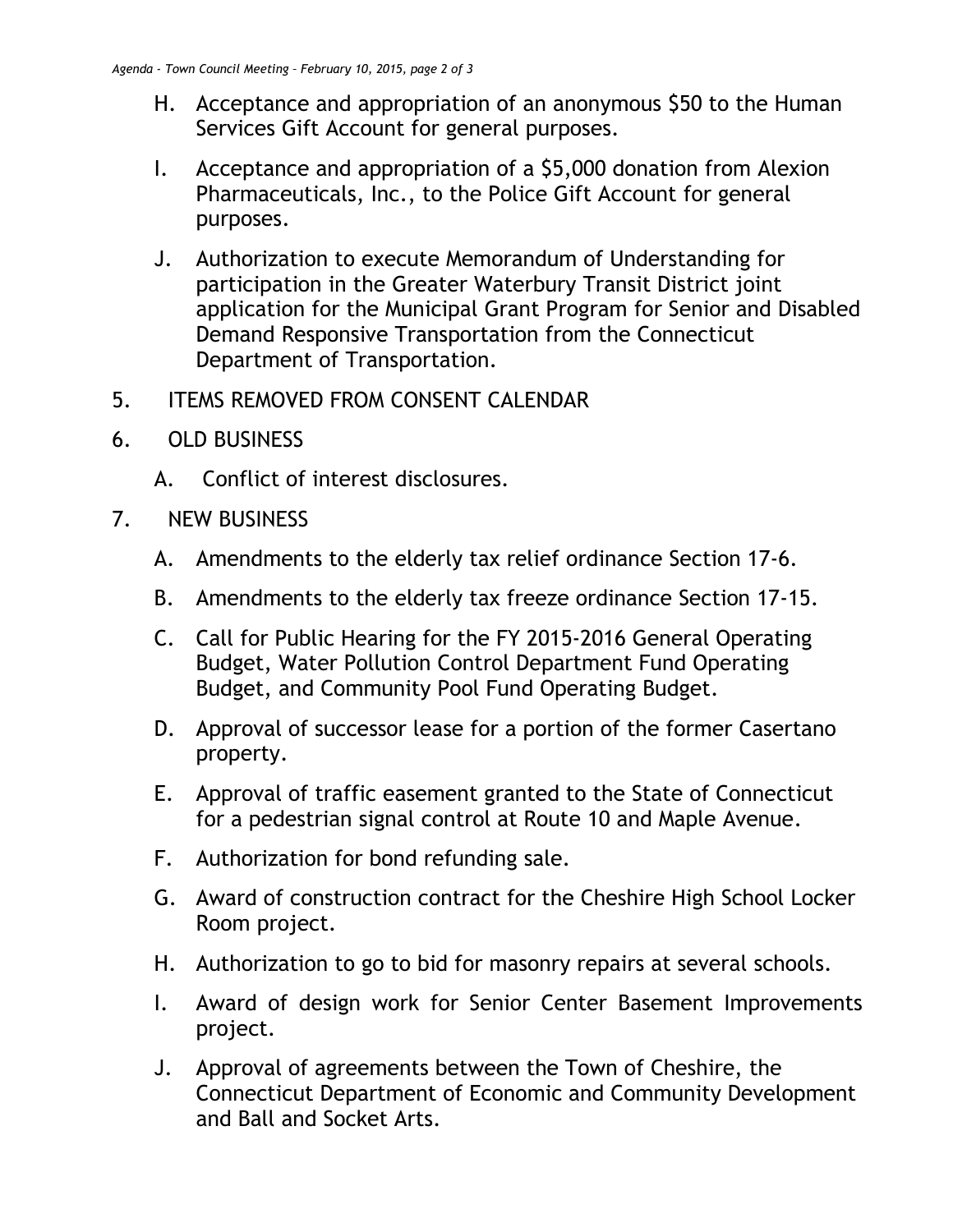H. Acceptance and appropriation of an anonymous $50 to the Human Services Gift Account for general purposes.

I. Acceptance and appropriation of a $5,000 donation from Alexion Pharmaceuticals, Inc., to the Police Gift Account for general purposes.

J. Authorization to execute Memorandum of Understanding for participation in the Greater Waterbury Transit District joint application for the Municipal Grant Program for Senior and Disabled Demand Responsive Transportation from the Connecticut Department of Transportation.

5. ITEMS REMOVED FROM CONSENT CALENDAR

6. OLD BUSINESS

   A. Conflict of interest disclosures.

7. NEW BUSINESS

   A. Amendments to the elderly tax relief ordinance Section 17-6.

   B. Amendments to the elderly tax freeze ordinance Section 17-15.

   C. Call for Public Hearing for the FY 2015-2016 General Operating Budget, Water Pollution Control Department Fund Operating Budget, and Community Pool Fund Operating Budget.

   D. Approval of successor lease for a portion of the former Casertano property.

   E. Approval of traffic easement granted to the State of Connecticut for a pedestrian signal control at Route 10 and Maple Avenue.

   F. Authorization for bond refunding sale.

   G. Award of construction contract for the Cheshire High School Locker Room project.

   H. Authorization to go to bid for masonry repairs at several schools.

   I. Award of design work for Senior Center Basement Improvements project.

   J. Approval of agreements between the Town of Cheshire, the Connecticut Department of Economic and Community Development and Ball and Socket Arts.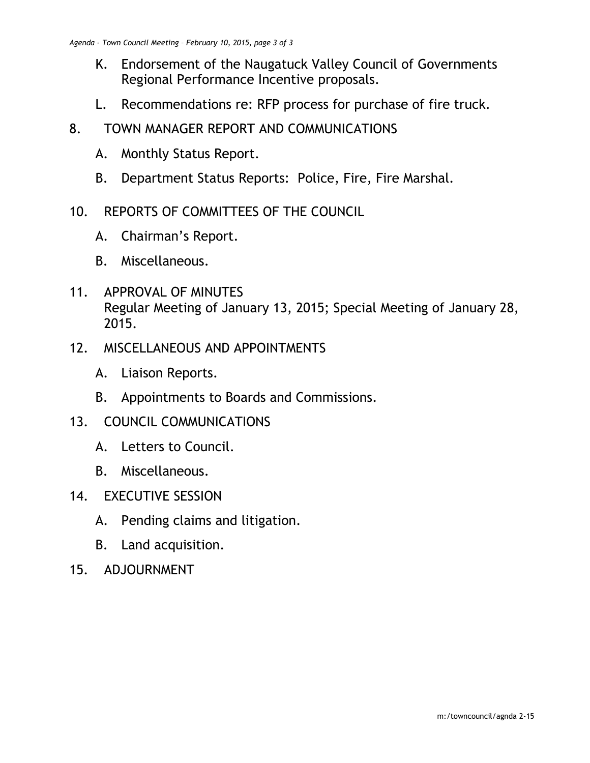K. Endorsement of the Naugatuck Valley Council of Governments Regional Performance Incentive proposals.

L. Recommendations re: RFP process for purchase of fire truck.

8. TOWN MANAGER REPORT AND COMMUNICATIONS

   A. Monthly Status Report.

   B. Department Status Reports: Police, Fire, Fire Marshal.

10. REPORTS OF COMMITTEES OF THE COUNCIL

   A. Chairman's Report.

   B. Miscellaneous.

11. APPROVAL OF MINUTES
   Regular Meeting of January 13, 2015; Special Meeting of January 28, 2015.

12. MISCELLANEOUS AND APPOINTMENTS

   A. Liaison Reports.

   B. Appointments to Boards and Commissions.

13. COUNCIL COMMUNICATIONS

   A. Letters to Council.

   B. Miscellaneous.

14. EXECUTIVE SESSION

   A. Pending claims and litigation.

   B. Land acquisition.

15. ADJOURNMENT

m:/towncouncil/agnda 2-15